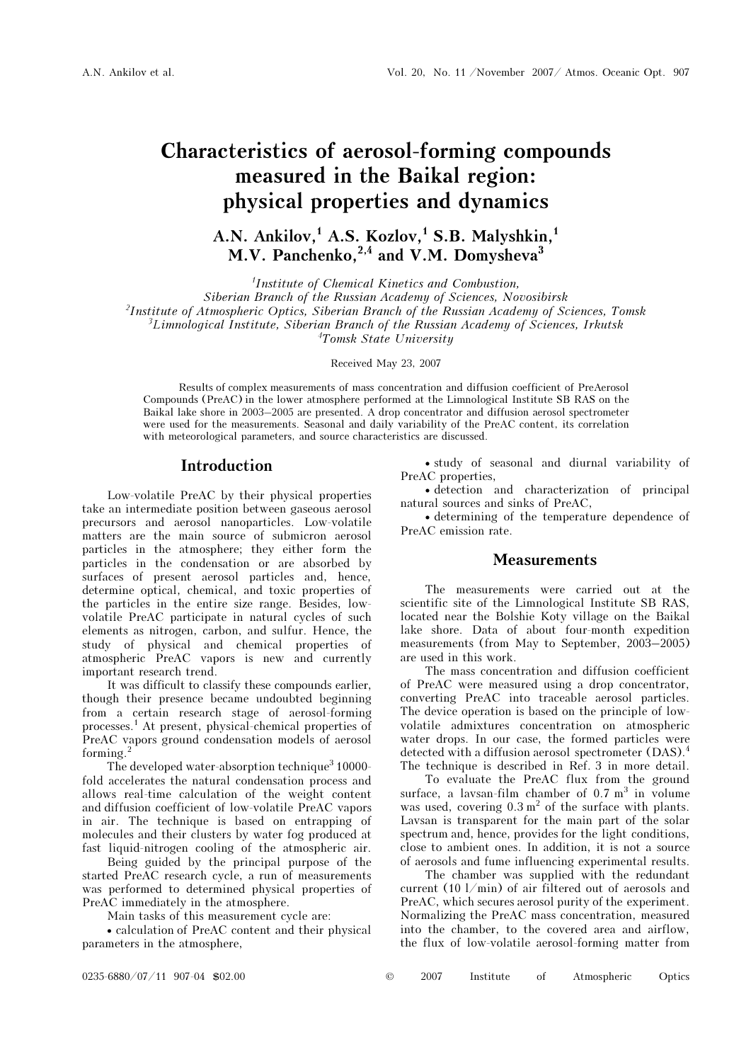# Characteristics of aerosol-forming compounds measured in the Baikal region: physical properties and dynamics

**A.N. Ankilov,[1] A.S. Kozlov,[1] S.B. Malyshkin,[1] M.V. Panchenko,[2,4] and V.M. Domysheva[3]**

[1]*Institute of Chemical Kinetics and Combustion, Siberian Branch of the Russian Academy of Sciences, Novosibirsk*
[2]*Institute of Atmospheric Optics, Siberian Branch of the Russian Academy of Sciences, Tomsk*
[3]*Limnological Institute, Siberian Branch of the Russian Academy of Sciences, Irkutsk*
[4]*Tomsk State University*

Received May 23, 2007

Results of complex measurements of mass concentration and diffusion coefficient of PreAerosol Compounds (PreAC) in the lower atmosphere performed at the Limnological Institute SB RAS on the Baikal lake shore in 2003–2005 are presented. A drop concentrator and diffusion aerosol spectrometer were used for the measurements. Seasonal and daily variability of the PreAC content, its correlation with meteorological parameters, and source characteristics are discussed.

## Introduction

Low-volatile PreAC by their physical properties take an intermediate position between gaseous aerosol precursors and aerosol nanoparticles. Low-volatile matters are the main source of submicron aerosol particles in the atmosphere; they either form the particles in the condensation or are absorbed by surfaces of present aerosol particles and, hence, determine optical, chemical, and toxic properties of the particles in the entire size range. Besides, low-volatile PreAC participate in natural cycles of such elements as nitrogen, carbon, and sulfur. Hence, the study of physical and chemical properties of atmospheric PreAC vapors is new and currently important research trend.

It was difficult to classify these compounds earlier, though their presence became undoubted beginning from a certain research stage of aerosol-forming processes.[1] At present, physical-chemical properties of PreAC vapors ground condensation models of aerosol forming.[2]

The developed water-absorption technique[3] 10000-fold accelerates the natural condensation process and allows real-time calculation of the weight content and diffusion coefficient of low-volatile PreAC vapors in air. The technique is based on entrapping of molecules and their clusters by water fog produced at fast liquid-nitrogen cooling of the atmospheric air.

Being guided by the principal purpose of the started PreAC research cycle, a run of measurements was performed to determined physical properties of PreAC immediately in the atmosphere.

Main tasks of this measurement cycle are:

- calculation of PreAC content and their physical parameters in the atmosphere,
- study of seasonal and diurnal variability of PreAC properties,
- detection and characterization of principal natural sources and sinks of PreAC,
- determining of the temperature dependence of PreAC emission rate.

## Measurements

The measurements were carried out at the scientific site of the Limnological Institute SB RAS, located near the Bolshie Koty village on the Baikal lake shore. Data of about four-month expedition measurements (from May to September, 2003–2005) are used in this work.

The mass concentration and diffusion coefficient of PreAC were measured using a drop concentrator, converting PreAC into traceable aerosol particles. The device operation is based on the principle of low-volatile admixtures concentration on atmospheric water drops. In our case, the formed particles were detected with a diffusion aerosol spectrometer (DAS).[4] The technique is described in Ref. 3 in more detail.

To evaluate the PreAC flux from the ground surface, a lavsan-film chamber of 0.7 $m^3$ in volume was used, covering 0.3 $m^2$ of the surface with plants. Lavsan is transparent for the main part of the solar spectrum and, hence, provides for the light conditions, close to ambient ones. In addition, it is not a source of aerosols and fume influencing experimental results.

The chamber was supplied with the redundant current (10 l/min) of air filtered out of aerosols and PreAC, which secures aerosol purity of the experiment. Normalizing the PreAC mass concentration, measured into the chamber, to the covered area and airflow, the flux of low-volatile aerosol-forming matter from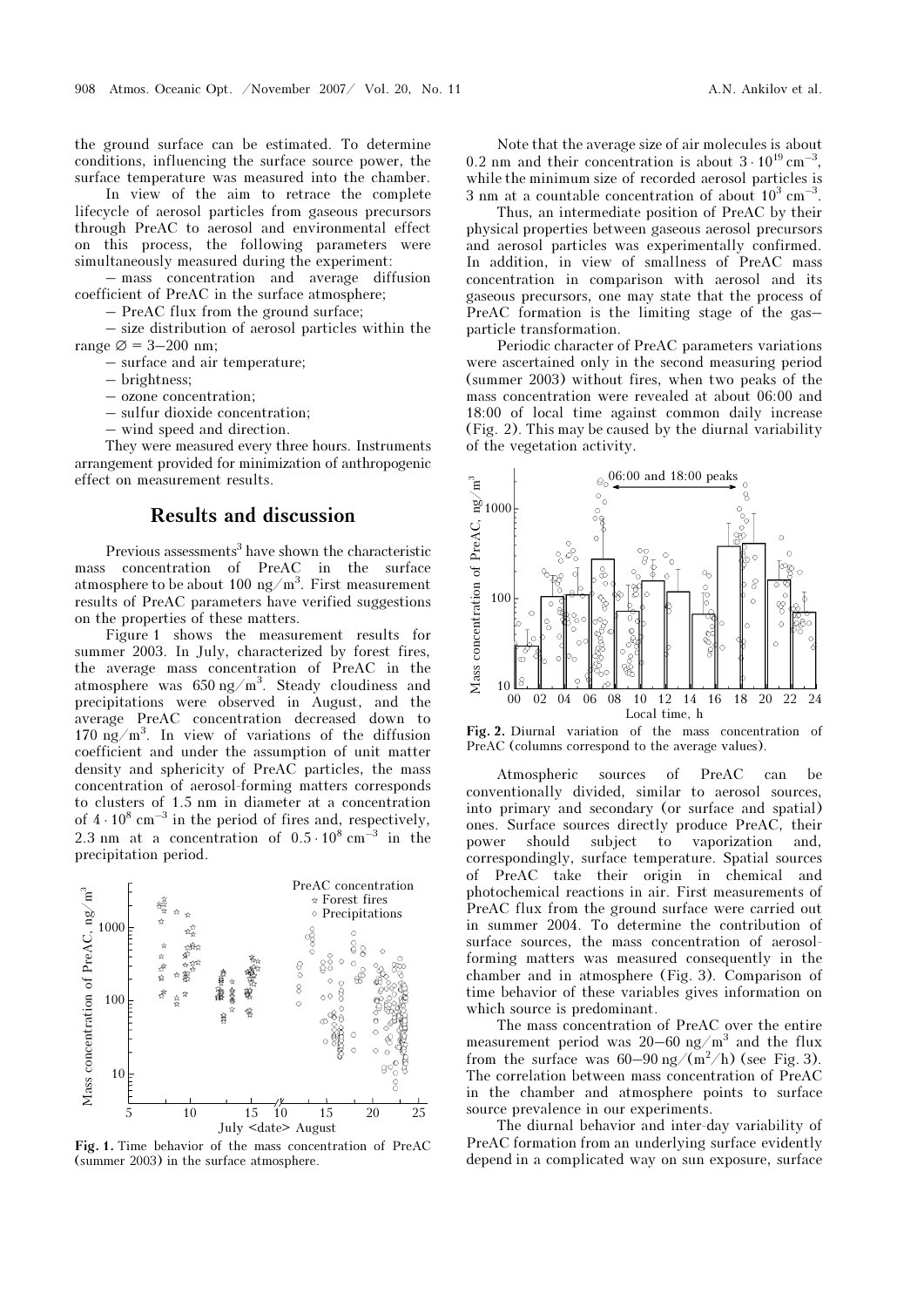the ground surface can be estimated. To determine conditions, influencing the surface source power, the surface temperature was measured into the chamber.

In view of the aim to retrace the complete lifecycle of aerosol particles from gaseous precursors through PreAC to aerosol and environmental effect on this process, the following parameters were simultaneously measured during the experiment:

– mass concentration and average diffusion coefficient of PreAC in the surface atmosphere;

– PreAC flux from the ground surface;

– size distribution of aerosol particles within the range ∅ = 3–200 nm;

– surface and air temperature;

– brightness;

– ozone concentration;

– sulfur dioxide concentration;

– wind speed and direction.

They were measured every three hours. Instruments arrangement provided for minimization of anthropogenic effect on measurement results.

## Results and discussion

Previous assessments[3] have shown the characteristic mass concentration of PreAC in the surface atmosphere to be about 100 ng/m$^3$. First measurement results of PreAC parameters have verified suggestions on the properties of these matters.

Figure 1 shows the measurement results for summer 2003. In July, characterized by forest fires, the average mass concentration of PreAC in the atmosphere was 650 ng/m$^3$. Steady cloudiness and precipitations were observed in August, and the average PreAC concentration decreased down to 170 ng/m$^3$. In view of variations of the diffusion coefficient and under the assumption of unit matter density and sphericity of PreAC particles, the mass concentration of aerosol-forming matters corresponds to clusters of 1.5 nm in diameter at a concentration of $4 \cdot 10^8$ cm$^{-3}$ in the period of fires and, respectively, 2.3 nm at a concentration of $0.5 \cdot 10^8$ cm$^{-3}$ in the precipitation period.

**Fig. 1.** Time behavior of the mass concentration of PreAC (summer 2003) in the surface atmosphere.

Note that the average size of air molecules is about 0.2 nm and their concentration is about $3 \cdot 10^{19}$ cm$^{-3}$, while the minimum size of recorded aerosol particles is 3 nm at a countable concentration of about $10^3$ cm$^{-3}$.

Thus, an intermediate position of PreAC by their physical properties between gaseous aerosol precursors and aerosol particles was experimentally confirmed. In addition, in view of smallness of PreAC mass concentration in comparison with aerosol and its gaseous precursors, one may state that the process of PreAC formation is the limiting stage of the gas–particle transformation.

Periodic character of PreAC parameters variations were ascertained only in the second measuring period (summer 2003) without fires, when two peaks of the mass concentration were revealed at about 06:00 and 18:00 of local time against common daily increase (Fig. 2). This may be caused by the diurnal variability of the vegetation activity.

**Fig. 2.** Diurnal variation of the mass concentration of PreAC (columns correspond to the average values).

Atmospheric sources of PreAC can be conventionally divided, similar to aerosol sources, into primary and secondary (or surface and spatial) ones. Surface sources directly produce PreAC, their power should subject to vaporization and, correspondingly, surface temperature. Spatial sources of PreAC take their origin in chemical and photochemical reactions in air. First measurements of PreAC flux from the ground surface were carried out in summer 2004. To determine the contribution of surface sources, the mass concentration of aerosol-forming matters was measured consequently in the chamber and in atmosphere (Fig. 3). Comparison of time behavior of these variables gives information on which source is predominant.

The mass concentration of PreAC over the entire measurement period was 20–60 ng/m$^3$ and the flux from the surface was 60–90 ng/(m$^2$/h) (see Fig. 3). The correlation between mass concentration of PreAC in the chamber and atmosphere points to surface source prevalence in our experiments.

The diurnal behavior and inter-day variability of PreAC formation from an underlying surface evidently depend in a complicated way on sun exposure, surface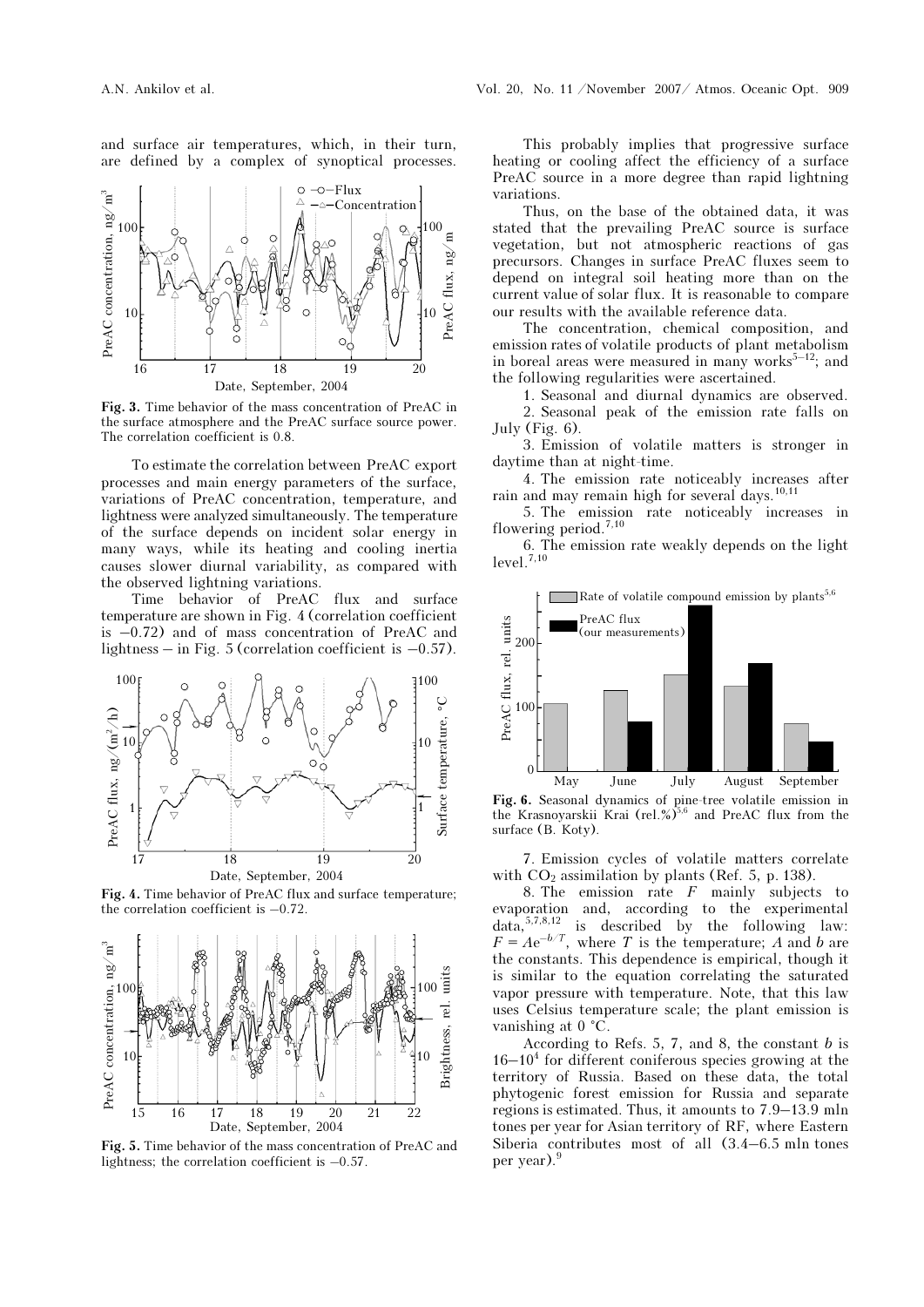and surface air temperatures, which, in their turn, are defined by a complex of synoptical processes.

**Fig. 3.** Time behavior of the mass concentration of PreAC in the surface atmosphere and the PreAC surface source power. The correlation coefficient is 0.8.

To estimate the correlation between PreAC export processes and main energy parameters of the surface, variations of PreAC concentration, temperature, and lightness were analyzed simultaneously. The temperature of the surface depends on incident solar energy in many ways, while its heating and cooling inertia causes slower diurnal variability, as compared with the observed lightning variations.

Time behavior of PreAC flux and surface temperature are shown in Fig. 4 (correlation coefficient is −0.72) and of mass concentration of PreAC and lightness – in Fig. 5 (correlation coefficient is −0.57).

**Fig. 4.** Time behavior of PreAC flux and surface temperature; the correlation coefficient is −0.72.

**Fig. 5.** Time behavior of the mass concentration of PreAC and lightness; the correlation coefficient is −0.57.

This probably implies that progressive surface heating or cooling affect the efficiency of a surface PreAC source in a more degree than rapid lightning variations.

Thus, on the base of the obtained data, it was stated that the prevailing PreAC source is surface vegetation, but not atmospheric reactions of gas precursors. Changes in surface PreAC fluxes seem to depend on integral soil heating more than on the current value of solar flux. It is reasonable to compare our results with the available reference data.

The concentration, chemical composition, and emission rates of volatile products of plant metabolism in boreal areas were measured in many works[5–12]; and the following regularities were ascertained.

1. Seasonal and diurnal dynamics are observed.

2. Seasonal peak of the emission rate falls on July (Fig. 6).

3. Emission of volatile matters is stronger in daytime than at night-time.

4. The emission rate noticeably increases after rain and may remain high for several days.[10,11]

5. The emission rate noticeably increases in flowering period.[7,10]

6. The emission rate weakly depends on the light level.[7,10]

**Fig. 6.** Seasonal dynamics of pine-tree volatile emission in the Krasnoyarskii Krai (rel.%)[5,6] and PreAC flux from the surface (B. Koty).

7. Emission cycles of volatile matters correlate with $CO_2$ assimilation by plants (Ref. 5, p. 138).

8. The emission rate $F$ mainly subjects to evaporation and, according to the experimental data,[5,7,8,12] is described by the following law: $F = Ae^{-b/T}$, where $T$ is the temperature; $A$ and $b$ are the constants. This dependence is empirical, though it is similar to the equation correlating the saturated vapor pressure with temperature. Note, that this law uses Celsius temperature scale; the plant emission is vanishing at 0 °C.

According to Refs. 5, 7, and 8, the constant $b$ is $16–10^4$ for different coniferous species growing at the territory of Russia. Based on these data, the total phytogenic forest emission for Russia and separate regions is estimated. Thus, it amounts to 7.9–13.9 mln tones per year for Asian territory of RF, where Eastern Siberia contributes most of all (3.4–6.5 mln tones per year).[9]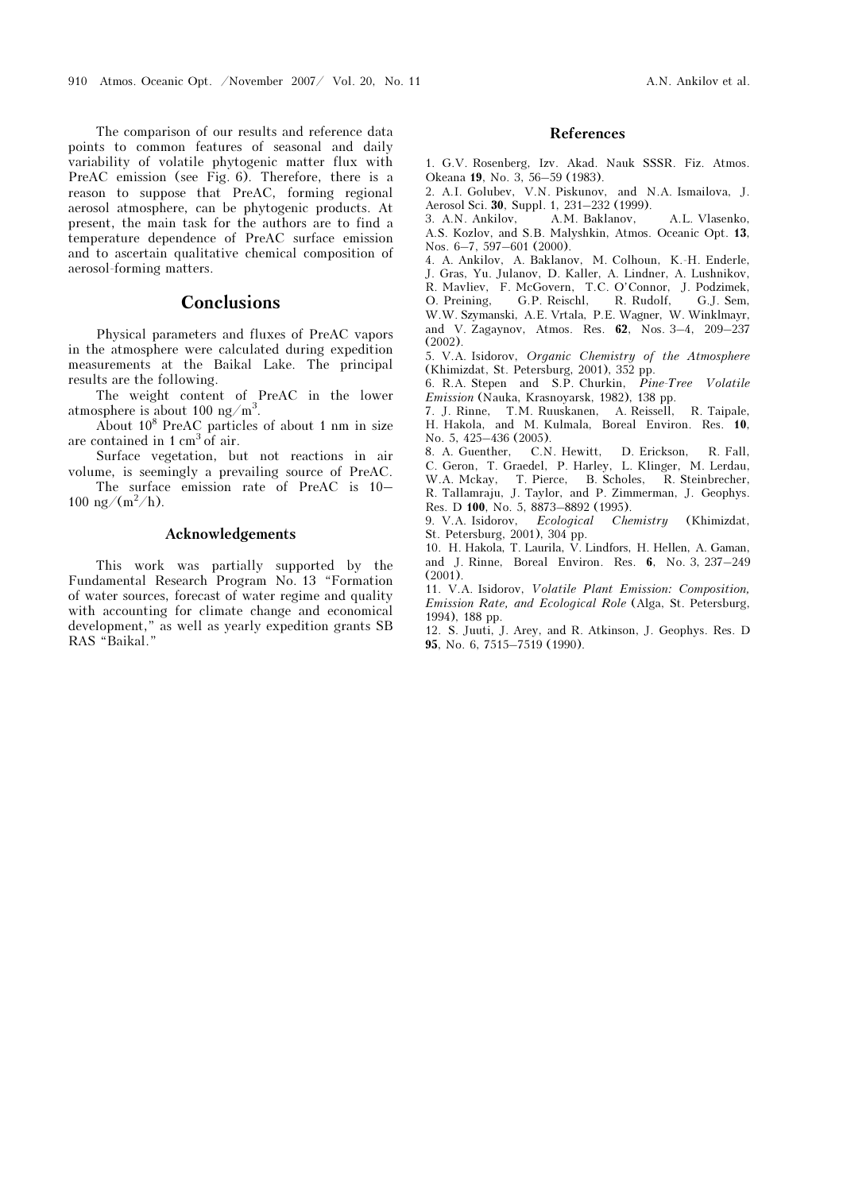The comparison of our results and reference data points to common features of seasonal and daily variability of volatile phytogenic matter flux with PreAC emission (see Fig. 6). Therefore, there is a reason to suppose that PreAC, forming regional aerosol atmosphere, can be phytogenic products. At present, the main task for the authors are to find a temperature dependence of PreAC surface emission and to ascertain qualitative chemical composition of aerosol-forming matters.

## Conclusions

Physical parameters and fluxes of PreAC vapors in the atmosphere were calculated during expedition measurements at the Baikal Lake. The principal results are the following.

The weight content of PreAC in the lower atmosphere is about 100 ng/m$^3$.

About $10^8$ PreAC particles of about 1 nm in size are contained in 1 cm$^3$ of air.

Surface vegetation, but not reactions in air volume, is seemingly a prevailing source of PreAC.

The surface emission rate of PreAC is 10–100 ng/(m$^2$/h).

### Acknowledgements

This work was partially supported by the Fundamental Research Program No. 13 "Formation of water sources, forecast of water regime and quality with accounting for climate change and economical development," as well as yearly expedition grants SB RAS "Baikal."

### References

1. G.V. Rosenberg, Izv. Akad. Nauk SSSR. Fiz. Atmos. Okeana **19**, No. 3, 56–59 (1983).
2. A.I. Golubev, V.N. Piskunov, and N.A. Ismailova, J. Aerosol Sci. **30**, Suppl. 1, 231–232 (1999).
3. A.N. Ankilov, A.M. Baklanov, A.L. Vlasenko, A.S. Kozlov, and S.B. Malyshkin, Atmos. Oceanic Opt. **13**, Nos. 6–7, 597–601 (2000).
4. A. Ankilov, A. Baklanov, M. Colhoun, K.-H. Enderle, J. Gras, Yu. Julanov, D. Kaller, A. Lindner, A. Lushnikov, R. Mavliev, F. McGovern, T.C. O'Connor, J. Podzimek, O. Preining, G.P. Reischl, R. Rudolf, G.J. Sem, W.W. Szymanski, A.E. Vrtala, P.E. Wagner, W. Winklmayr, and V. Zagaynov, Atmos. Res. **62**, Nos. 3–4, 209–237 (2002).
5. V.A. Isidorov, *Organic Chemistry of the Atmosphere* (Khimizdat, St. Petersburg, 2001), 352 pp.
6. R.A. Stepen and S.P. Churkin, *Pine-Tree Volatile Emission* (Nauka, Krasnoyarsk, 1982), 138 pp.
7. J. Rinne, T.M. Ruuskanen, A. Reissell, R. Taipale, H. Hakola, and M. Kulmala, Boreal Environ. Res. **10**, No. 5, 425–436 (2005).
8. A. Guenther, C.N. Hewitt, D. Erickson, R. Fall, C. Geron, T. Graedel, P. Harley, L. Klinger, M. Lerdau, W.A. Mckay, T. Pierce, B. Scholes, R. Steinbrecher, R. Tallamraju, J. Taylor, and P. Zimmerman, J. Geophys. Res. D **100**, No. 5, 8873–8892 (1995).
9. V.A. Isidorov, *Ecological Chemistry* (Khimizdat, St. Petersburg, 2001), 304 pp.
10. H. Hakola, T. Laurila, V. Lindfors, H. Hellen, A. Gaman, and J. Rinne, Boreal Environ. Res. **6**, No. 3, 237–249 (2001).
11. V.A. Isidorov, *Volatile Plant Emission: Composition, Emission Rate, and Ecological Role* (Alga, St. Petersburg, 1994), 188 pp.
12. S. Juuti, J. Arey, and R. Atkinson, J. Geophys. Res. D **95**, No. 6, 7515–7519 (1990).